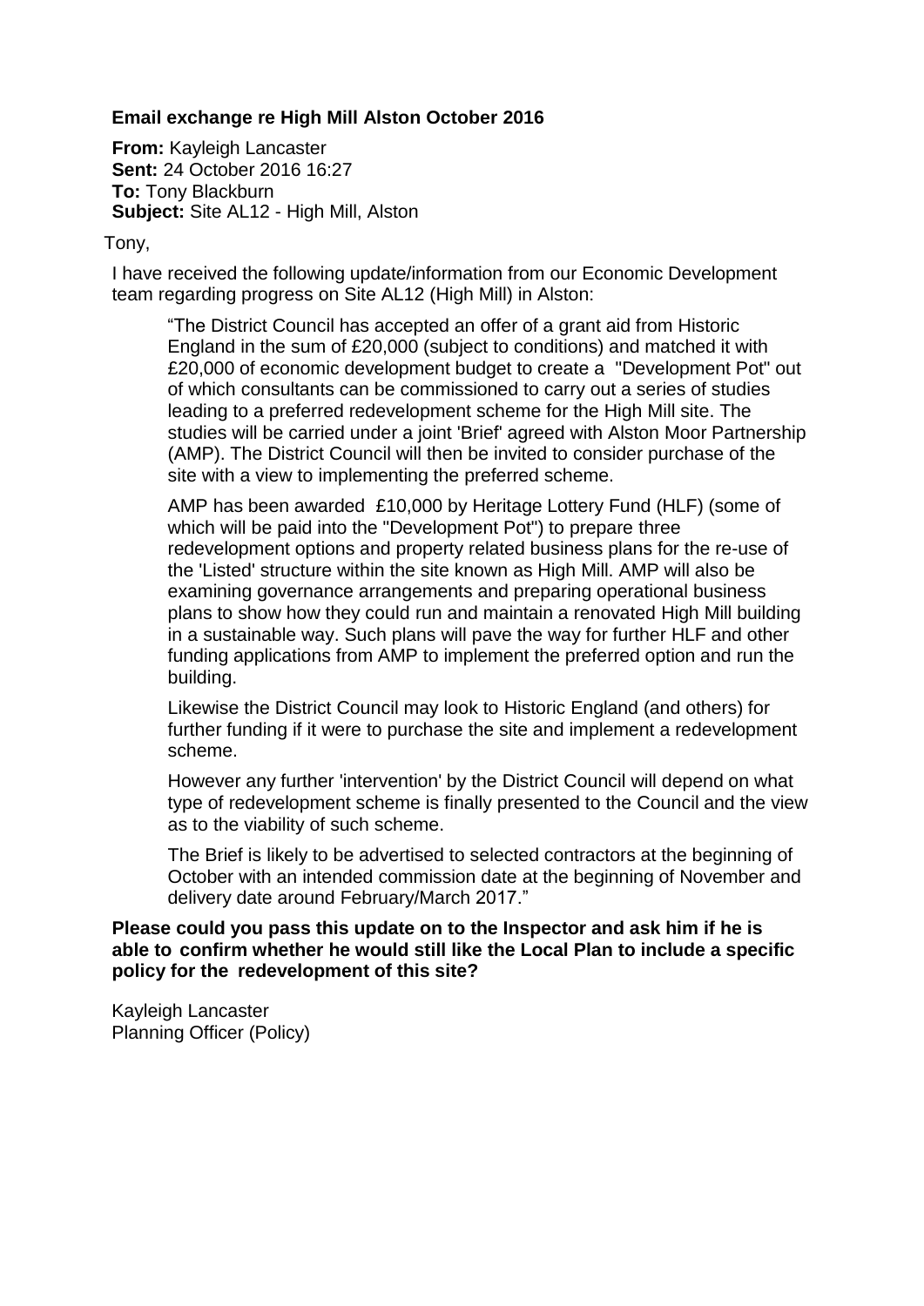**Email exchange re High Mill Alston October 2016**

**From:** Kayleigh Lancaster
**Sent:** 24 October 2016 16:27
**To:** Tony Blackburn
**Subject:** Site AL12 - High Mill, Alston

Tony,

I have received the following update/information from our Economic Development team regarding progress on Site AL12 (High Mill) in Alston:

> "The District Council has accepted an offer of a grant aid from Historic England in the sum of £20,000 (subject to conditions) and matched it with £20,000 of economic development budget to create a "Development Pot" out of which consultants can be commissioned to carry out a series of studies leading to a preferred redevelopment scheme for the High Mill site. The studies will be carried under a joint 'Brief' agreed with Alston Moor Partnership (AMP). The District Council will then be invited to consider purchase of the site with a view to implementing the preferred scheme.
>
> AMP has been awarded £10,000 by Heritage Lottery Fund (HLF) (some of which will be paid into the "Development Pot") to prepare three redevelopment options and property related business plans for the re-use of the 'Listed' structure within the site known as High Mill. AMP will also be examining governance arrangements and preparing operational business plans to show how they could run and maintain a renovated High Mill building in a sustainable way. Such plans will pave the way for further HLF and other funding applications from AMP to implement the preferred option and run the building.
>
> Likewise the District Council may look to Historic England (and others) for further funding if it were to purchase the site and implement a redevelopment scheme.
>
> However any further 'intervention' by the District Council will depend on what type of redevelopment scheme is finally presented to the Council and the view as to the viability of such scheme.
>
> The Brief is likely to be advertised to selected contractors at the beginning of October with an intended commission date at the beginning of November and delivery date around February/March 2017."

**Please could you pass this update on to the Inspector and ask him if he is able to confirm whether he would still like the Local Plan to include a specific policy for the redevelopment of this site?**

Kayleigh Lancaster
Planning Officer (Policy)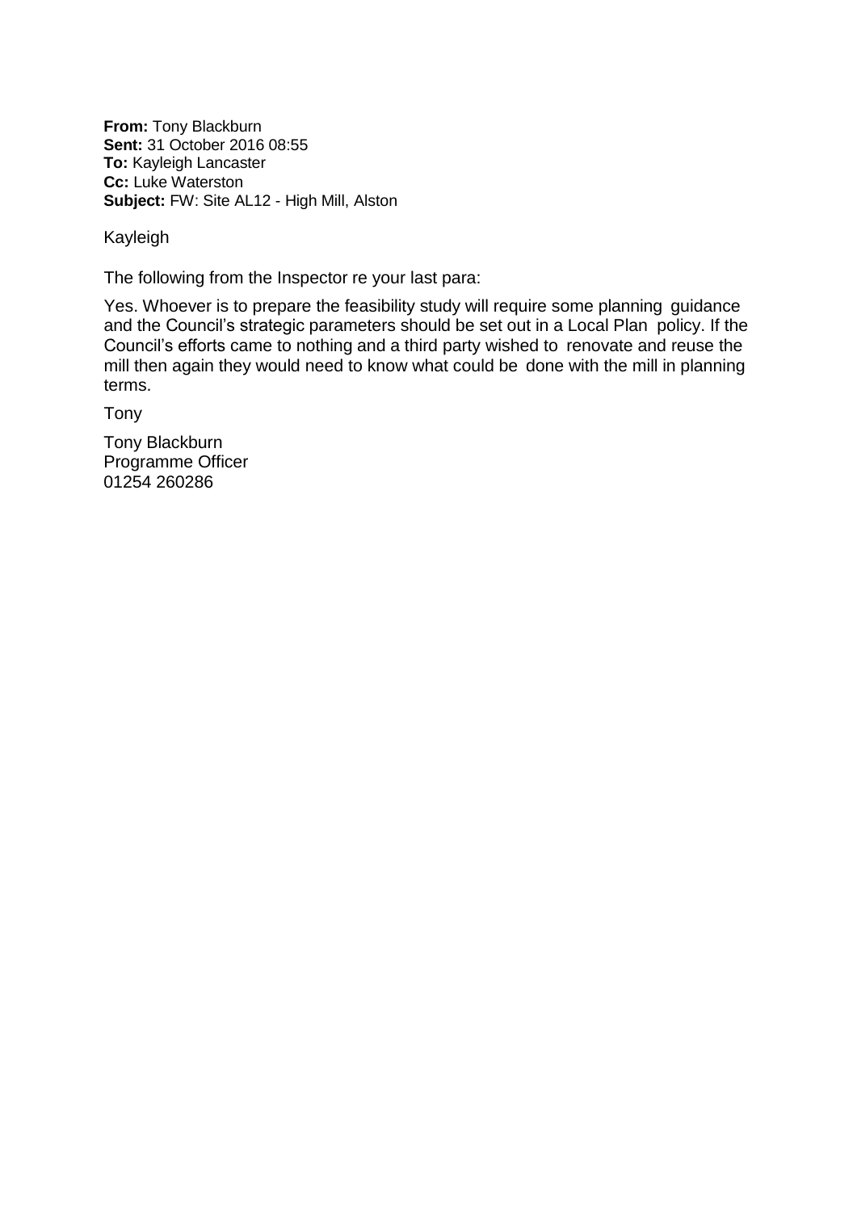**From:** Tony Blackburn
**Sent:** 31 October 2016 08:55
**To:** Kayleigh Lancaster
**Cc:** Luke Waterston
**Subject:** FW: Site AL12 - High Mill, Alston

Kayleigh

The following from the Inspector re your last para:

Yes. Whoever is to prepare the feasibility study will require some planning guidance and the Council's strategic parameters should be set out in a Local Plan policy. If the Council's efforts came to nothing and a third party wished to renovate and reuse the mill then again they would need to know what could be done with the mill in planning terms.

Tony

Tony Blackburn
Programme Officer
01254 260286